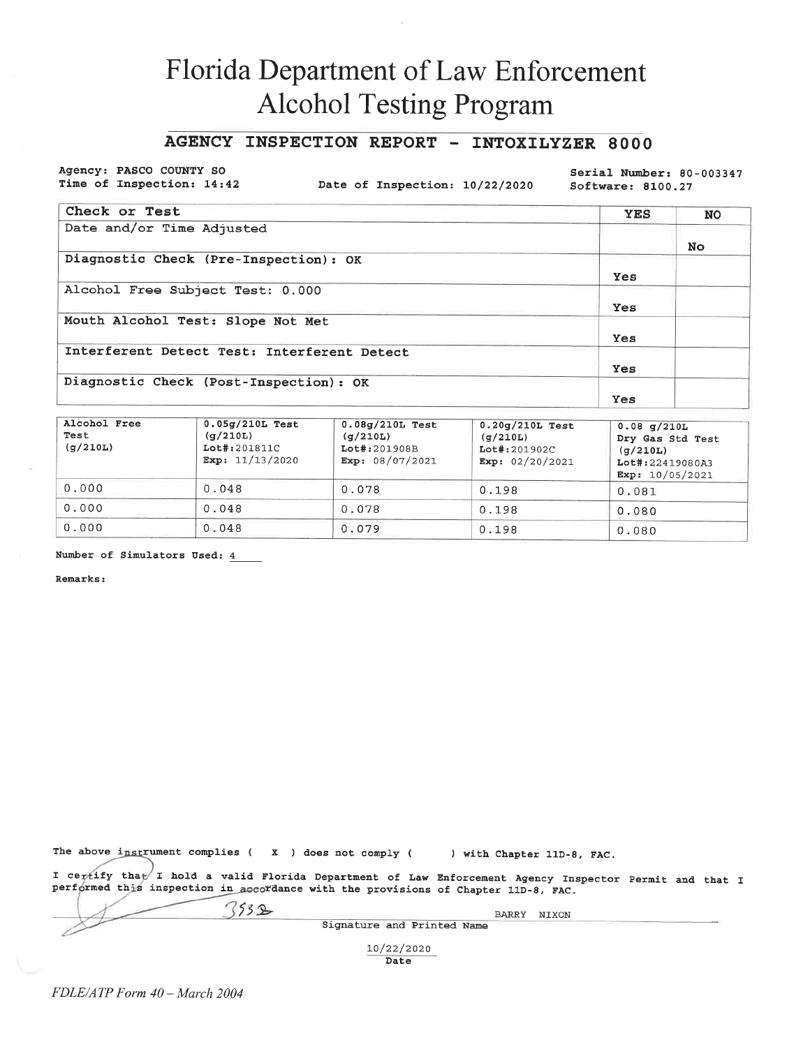# Florida Department of Law Enforcement
# Alcohol Testing Program

## AGENCY INSPECTION REPORT - INTOXILYZER 8000

**Agency:** PASCO COUNTY SO
**Time of Inspection:** 14:42
**Date of Inspection:** 10/22/2020
**Serial Number:** 80-003347
**Software:** 8100.27

| Check or Test | YES | NO |
|---|---|---|
| Date and/or Time Adjusted | | No |
| Diagnostic Check (Pre-Inspection): OK | Yes | |
| Alcohol Free Subject Test: 0.000 | Yes | |
| Mouth Alcohol Test: Slope Not Met | Yes | |
| Interferent Detect Test: Interferent Detect | Yes | |
| Diagnostic Check (Post-Inspection): OK | Yes | |

| Alcohol Free Test (g/210L) | 0.05g/210L Test (g/210L) Lot#:201811C Exp: 11/13/2020 | 0.08g/210L Test (g/210L) Lot#:201908B Exp: 08/07/2021 | 0.20g/210L Test (g/210L) Lot#:201902C Exp: 02/20/2021 | 0.08 g/210L Dry Gas Std Test (g/210L) Lot#:22419080A3 Exp: 10/05/2021 |
|---|---|---|---|---|
| 0.000 | 0.048 | 0.078 | 0.198 | 0.081 |
| 0.000 | 0.048 | 0.078 | 0.198 | 0.080 |
| 0.000 | 0.048 | 0.079 | 0.198 | 0.080 |

**Number of Simulators Used:** 4

**Remarks:**

The above instrument complies ( X ) does not comply ( ) with Chapter 11D-8, FAC.

I certify that I hold a valid Florida Department of Law Enforcement Agency Inspector Permit and that I performed this inspection in accordance with the provisions of Chapter 11D-8, FAC.

3532 BARRY NIXON

Signature and Printed Name

10/22/2020

Date

*FDLE/ATP Form 40 – March 2004*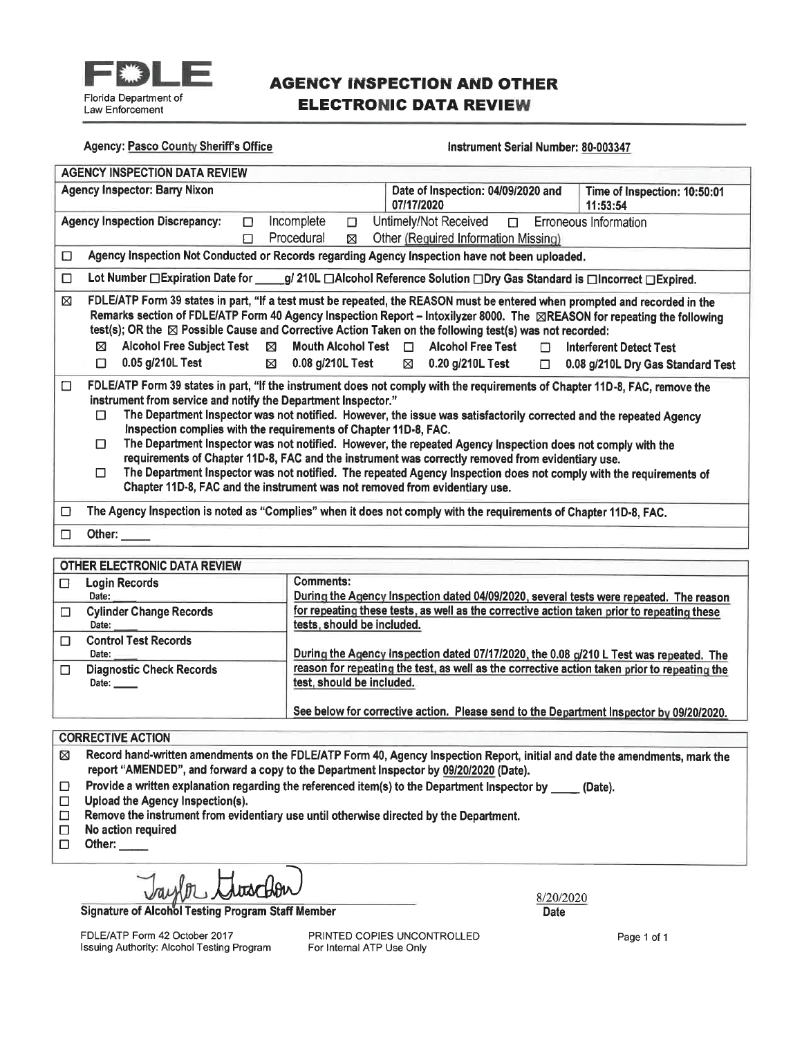**FDLE**
Florida Department of Law Enforcement

# AGENCY INSPECTION AND OTHER ELECTRONIC DATA REVIEW

**Agency:** Pasco County Sheriff's Office **Instrument Serial Number:** 80-003347

## AGENCY INSPECTION DATA REVIEW

| Agency Inspector: Barry Nixon | Date of Inspection: 04/09/2020 and 07/17/2020 | Time of Inspection: 10:50:01 11:53:54 |
|---|---|---|

**Agency Inspection Discrepancy:** ☐ Incomplete ☐ Untimely/Not Received ☐ Erroneous Information ☐ Procedural ☒ Other (Required Information Missing)

☐ Agency Inspection Not Conducted or Records regarding Agency Inspection have not been uploaded.

☐ Lot Number ☐Expiration Date for _____g/ 210L ☐Alcohol Reference Solution ☐Dry Gas Standard is ☐Incorrect ☐Expired.

☒ FDLE/ATP Form 39 states in part, "If a test must be repeated, the REASON must be entered when prompted and recorded in the Remarks section of FDLE/ATP Form 40 Agency Inspection Report – Intoxilyzer 8000. The ☒REASON for repeating the following test(s); OR the ☒ Possible Cause and Corrective Action Taken on the following test(s) was not recorded:

- ☒ Alcohol Free Subject Test
- ☒ Mouth Alcohol Test
- ☐ Alcohol Free Test
- ☐ Interferent Detect Test
- ☐ 0.05 g/210L Test
- ☒ 0.08 g/210L Test
- ☒ 0.20 g/210L Test
- ☐ 0.08 g/210L Dry Gas Standard Test

☐ FDLE/ATP Form 39 states in part, "If the instrument does not comply with the requirements of Chapter 11D-8, FAC, remove the instrument from service and notify the Department Inspector."

- ☐ The Department Inspector was not notified. However, the issue was satisfactorily corrected and the repeated Agency Inspection complies with the requirements of Chapter 11D-8, FAC.
- ☐ The Department Inspector was not notified. However, the repeated Agency Inspection does not comply with the requirements of Chapter 11D-8, FAC and the instrument was correctly removed from evidentiary use.
- ☐ The Department Inspector was not notified. The repeated Agency Inspection does not comply with the requirements of Chapter 11D-8, FAC and the instrument was not removed from evidentiary use.

☐ The Agency Inspection is noted as "Complies" when it does not comply with the requirements of Chapter 11D-8, FAC.

☐ Other: _____

## OTHER ELECTRONIC DATA REVIEW

| | |
|---|---|
| ☐ Login Records<br>Date: _____ | **Comments:**<br>During the Agency Inspection dated 04/09/2020, several tests were repeated. The reason for repeating these tests, as well as the corrective action taken prior to repeating these tests, should be included. |
| ☐ Cylinder Change Records<br>Date: _____ | |
| ☐ Control Test Records<br>Date: _____ | During the Agency Inspection dated 07/17/2020, the 0.08 g/210 L Test was repeated. The reason for repeating the test, as well as the corrective action taken prior to repeating the test, should be included. |
| ☐ Diagnostic Check Records<br>Date: _____ | See below for corrective action. Please send to the Department Inspector by 09/20/2020. |

## CORRECTIVE ACTION

- ☒ Record hand-written amendments on the FDLE/ATP Form 40, Agency Inspection Report, initial and date the amendments, mark the report "AMENDED", and forward a copy to the Department Inspector by 09/20/2020 (Date).
- ☐ Provide a written explanation regarding the referenced item(s) to the Department Inspector by _____ (Date).
- ☐ Upload the Agency Inspection(s).
- ☐ Remove the instrument from evidentiary use until otherwise directed by the Department.
- ☐ No action required
- ☐ Other: _____

Taylor Gustafson
**Signature of Alcohol Testing Program Staff Member**

8/20/2020
**Date**

FDLE/ATP Form 42 October 2017
Issuing Authority: Alcohol Testing Program

PRINTED COPIES UNCONTROLLED
For Internal ATP Use Only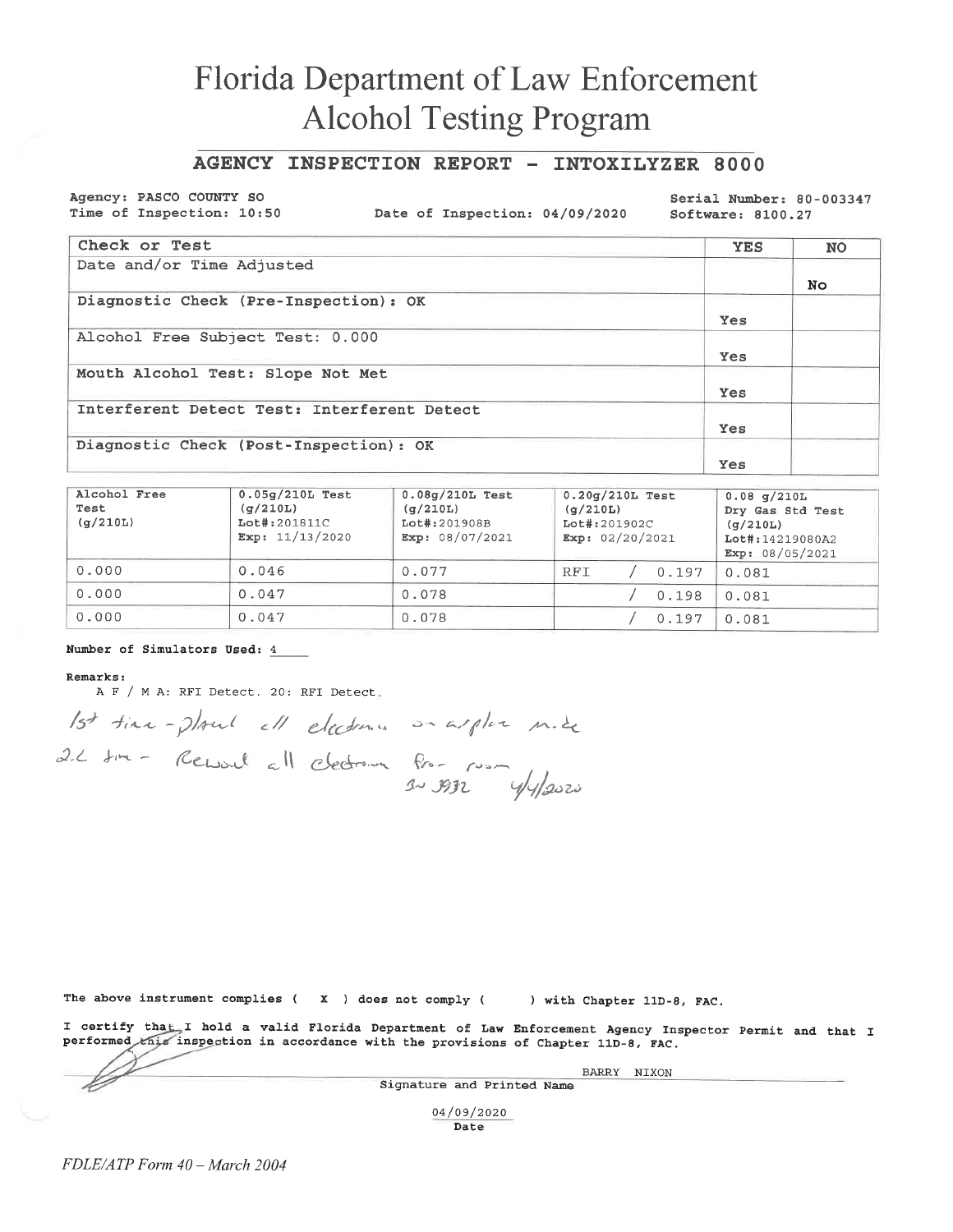# Florida Department of Law Enforcement
## Alcohol Testing Program

### AGENCY INSPECTION REPORT - INTOXILYZER 8000

Agency: PASCO COUNTY SO
Time of Inspection: 10:50
Date of Inspection: 04/09/2020
Serial Number: 80-003347
Software: 8100.27

| Check or Test | YES | NO |
|---|---|---|
| Date and/or Time Adjusted | | No |
| Diagnostic Check (Pre-Inspection): OK | Yes | |
| Alcohol Free Subject Test: 0.000 | Yes | |
| Mouth Alcohol Test: Slope Not Met | Yes | |
| Interferent Detect Test: Interferent Detect | Yes | |
| Diagnostic Check (Post-Inspection): OK | Yes | |

| Alcohol Free Test (g/210L) | 0.05g/210L Test (g/210L) Lot#:201811C Exp: 11/13/2020 | 0.08g/210L Test (g/210L) Lot#:201908B Exp: 08/07/2021 | 0.20g/210L Test (g/210L) Lot#:201902C Exp: 02/20/2021 | 0.08 g/210L Dry Gas Std Test (g/210L) Lot#:14219080A2 Exp: 08/05/2021 |
|---|---|---|---|---|
| 0.000 | 0.046 | 0.077 | RFI / 0.197 | 0.081 |
| 0.000 | 0.047 | 0.078 | / 0.198 | 0.081 |
| 0.000 | 0.047 | 0.078 | / 0.197 | 0.081 |

**Number of Simulators Used:** 4

**Remarks:**
A F / M A: RFI Detect. 20: RFI Detect.

1st time - placed all electronics on airplane mode
2d time - Removed all electronics from room
3rd 3932 4/4/2020

The above instrument complies ( X ) does not comply ( ) with Chapter 11D-8, FAC.

I certify that I hold a valid Florida Department of Law Enforcement Agency Inspector Permit and that I performed this inspection in accordance with the provisions of Chapter 11D-8, FAC.

BARRY NIXON
Signature and Printed Name

04/09/2020
Date

*FDLE/ATP Form 40 – March 2004*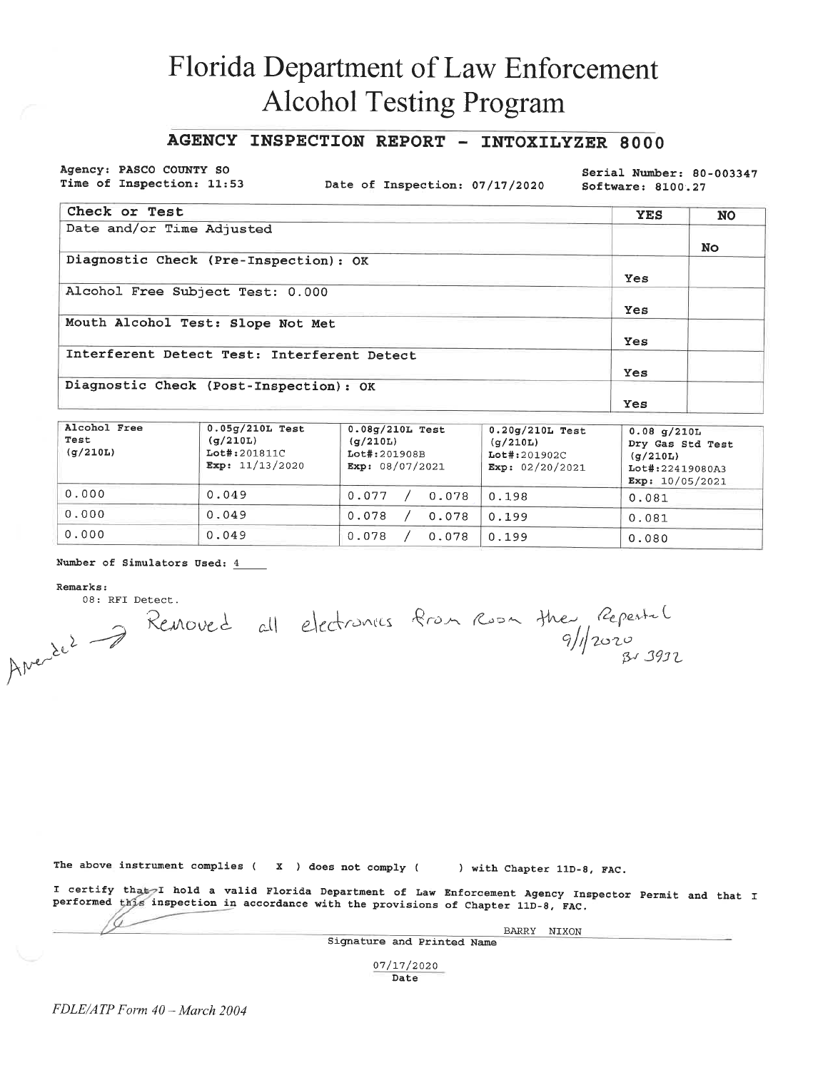# Florida Department of Law Enforcement
# Alcohol Testing Program

## AGENCY INSPECTION REPORT - INTOXILYZER 8000

**Agency:** PASCO COUNTY SO
**Time of Inspection:** 11:53
**Date of Inspection:** 07/17/2020
**Serial Number:** 80-003347
**Software:** 8100.27

| Check or Test | YES | NO |
|---|---|---|
| Date and/or Time Adjusted | | No |
| Diagnostic Check (Pre-Inspection): OK | Yes | |
| Alcohol Free Subject Test: 0.000 | Yes | |
| Mouth Alcohol Test: Slope Not Met | Yes | |
| Interferent Detect Test: Interferent Detect | Yes | |
| Diagnostic Check (Post-Inspection): OK | Yes | |

| Alcohol Free Test (g/210L) | 0.05g/210L Test (g/210L) Lot#:201811C Exp: 11/13/2020 | 0.08g/210L Test (g/210L) Lot#:201908B Exp: 08/07/2021 | 0.20g/210L Test (g/210L) Lot#:201902C Exp: 02/20/2021 | 0.08 g/210L Dry Gas Std Test (g/210L) Lot#:22419080A3 Exp: 10/05/2021 |
|---|---|---|---|---|
| 0.000 | 0.049 | 0.077 / 0.078 | 0.198 | 0.081 |
| 0.000 | 0.049 | 0.078 / 0.078 | 0.199 | 0.081 |
| 0.000 | 0.049 | 0.078 / 0.078 | 0.199 | 0.080 |

**Number of Simulators Used:** 4

**Remarks:**
08: RFI Detect.

Amended → Removed all electronics from Room then Repeated
9/1/2020
BN 3932

The above instrument complies ( X ) does not comply ( ) with Chapter 11D-8, FAC.

I certify that I hold a valid Florida Department of Law Enforcement Agency Inspector Permit and that I performed this inspection in accordance with the provisions of Chapter 11D-8, FAC.

BARRY NIXON
Signature and Printed Name

07/17/2020
Date

*FDLE/ATP Form 40 – March 2004*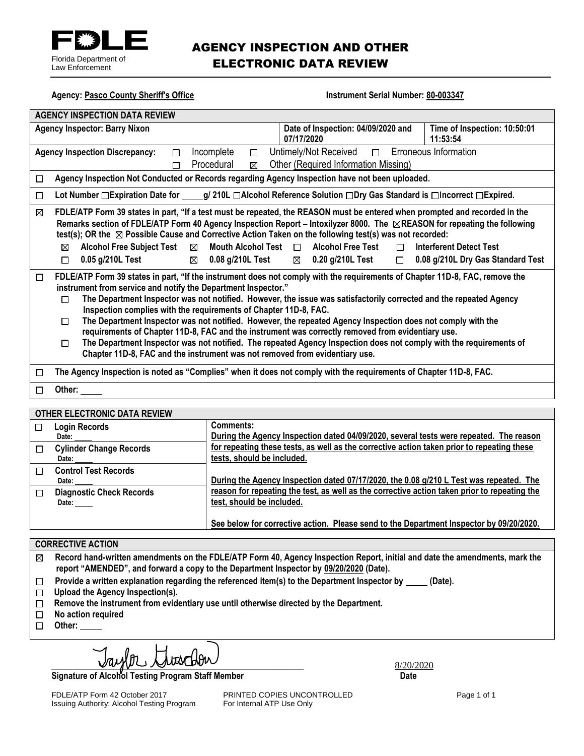FDLE
Florida Department of Law Enforcement

# AGENCY INSPECTION AND OTHER ELECTRONIC DATA REVIEW

**Agency:** **Pasco County Sheriff's Office** **Instrument Serial Number:** **80-003347**

| AGENCY INSPECTION DATA REVIEW | | |
|---|---|---|
| **Agency Inspector: Barry Nixon** | **Date of Inspection: 04/09/2020 and 07/17/2020** | **Time of Inspection: 10:50:01 11:53:54** |

**Agency Inspection Discrepancy:** ☐ Incomplete ☐ Untimely/Not Received ☐ Erroneous Information ☐ Procedural ☒ Other (Required Information Missing)

☐ **Agency Inspection Not Conducted or Records regarding Agency Inspection have not been uploaded.**

☐ **Lot Number ☐Expiration Date for \_\_\_\_g/ 210L ☐Alcohol Reference Solution ☐Dry Gas Standard is ☐Incorrect ☐Expired.**

☒ **FDLE/ATP Form 39 states in part, "If a test must be repeated, the REASON must be entered when prompted and recorded in the Remarks section of FDLE/ATP Form 40 Agency Inspection Report – Intoxilyzer 8000. The ☒REASON for repeating the following test(s); OR the ☒ Possible Cause and Corrective Action Taken on the following test(s) was not recorded:**
- ☒ **Alcohol Free Subject Test** ☒ **Mouth Alcohol Test** ☐ **Alcohol Free Test** ☐ **Interferent Detect Test**
- ☐ **0.05 g/210L Test** ☒ **0.08 g/210L Test** ☒ **0.20 g/210L Test** ☐ **0.08 g/210L Dry Gas Standard Test**

☐ **FDLE/ATP Form 39 states in part, "If the instrument does not comply with the requirements of Chapter 11D-8, FAC, remove the instrument from service and notify the Department Inspector."**
- ☐ **The Department Inspector was not notified. However, the issue was satisfactorily corrected and the repeated Agency Inspection complies with the requirements of Chapter 11D-8, FAC.**
- ☐ **The Department Inspector was not notified. However, the repeated Agency Inspection does not comply with the requirements of Chapter 11D-8, FAC and the instrument was correctly removed from evidentiary use.**
- ☐ **The Department Inspector was not notified. The repeated Agency Inspection does not comply with the requirements of Chapter 11D-8, FAC and the instrument was not removed from evidentiary use.**

☐ **The Agency Inspection is noted as "Complies" when it does not comply with the requirements of Chapter 11D-8, FAC.**

☐ **Other:** \_\_\_\_\_

| OTHER ELECTRONIC DATA REVIEW | |
|---|---|
| ☐ **Login Records** Date: \_\_\_\_ | **Comments:** |
| ☐ **Cylinder Change Records** Date: \_\_\_\_ | During the Agency Inspection dated 04/09/2020, several tests were repeated. The reason for repeating these tests, as well as the corrective action taken prior to repeating these tests, should be included. |
| ☐ **Control Test Records** Date: \_\_\_\_ | During the Agency Inspection dated 07/17/2020, the 0.08 g/210 L Test was repeated. The reason for repeating the test, as well as the corrective action taken prior to repeating the test, should be included. |
| ☐ **Diagnostic Check Records** Date: \_\_\_\_ | See below for corrective action. Please send to the Department Inspector by 09/20/2020. |

**CORRECTIVE ACTION**

- ☒ **Record hand-written amendments on the FDLE/ATP Form 40, Agency Inspection Report, initial and date the amendments, mark the report "AMENDED", and forward a copy to the Department Inspector by 09/20/2020 (Date).**
- ☐ **Provide a written explanation regarding the referenced item(s) to the Department Inspector by \_\_\_\_\_ (Date).**
- ☐ **Upload the Agency Inspection(s).**
- ☐ **Remove the instrument from evidentiary use until otherwise directed by the Department.**
- ☐ **No action required**
- ☐ **Other:** \_\_\_\_\_

Taylor Guscelow (signature) 8/20/2020

**Signature of Alcohol Testing Program Staff Member** **Date**

FDLE/ATP Form 42 October 2017
Issuing Authority: Alcohol Testing Program
PRINTED COPIES UNCONTROLLED
For Internal ATP Use Only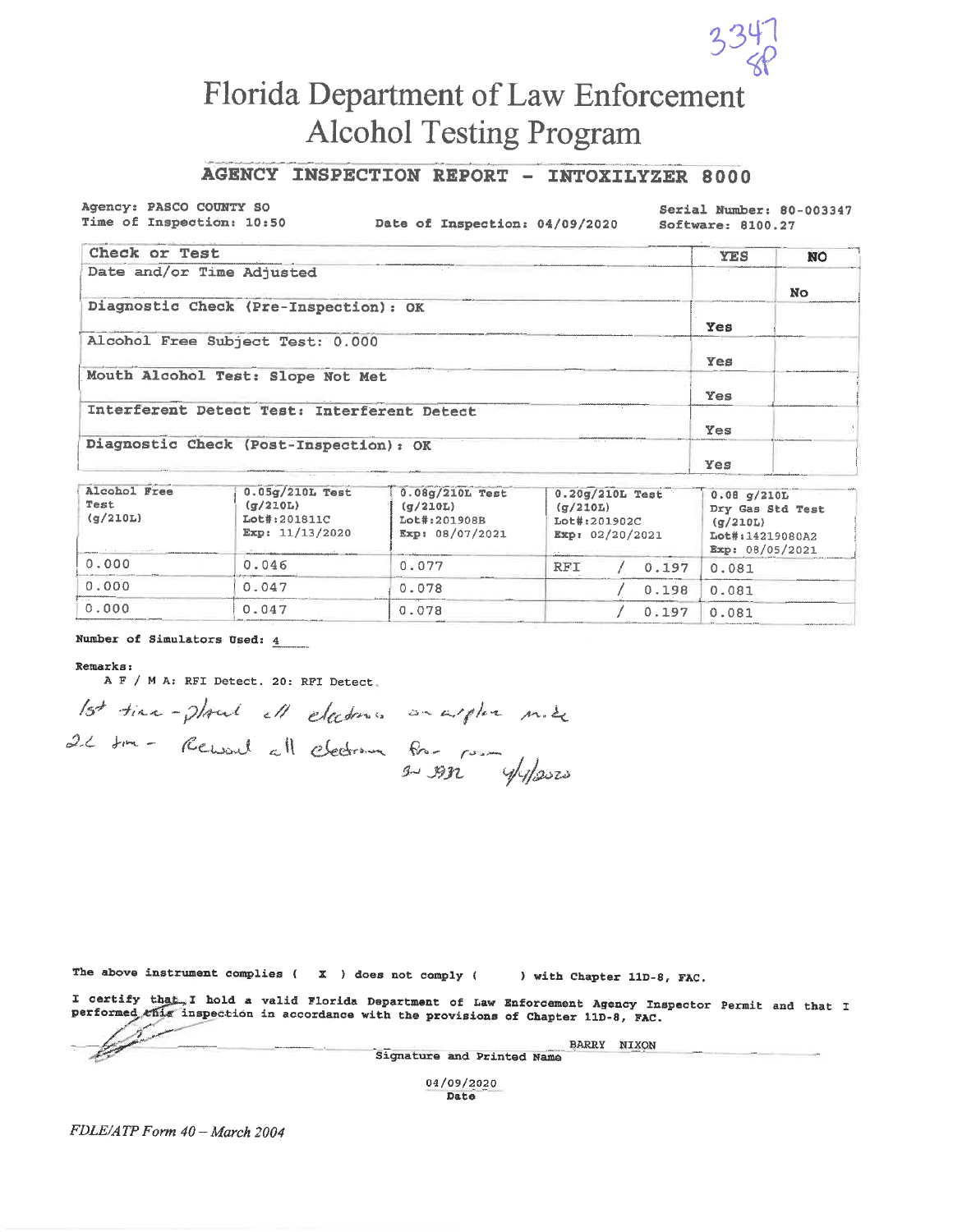3347
8P

# Florida Department of Law Enforcement
## Alcohol Testing Program

### AGENCY INSPECTION REPORT - INTOXILYZER 8000

Agency: PASCO COUNTY SO
Time of Inspection: 10:50 Date of Inspection: 04/09/2020
Serial Number: 80-003347
Software: 8100.27

| Check or Test | YES | NO |
|---|---|---|
| Date and/or Time Adjusted | | No |
| Diagnostic Check (Pre-Inspection): OK | Yes | |
| Alcohol Free Subject Test: 0.000 | Yes | |
| Mouth Alcohol Test: Slope Not Met | Yes | |
| Interferent Detect Test: Interferent Detect | Yes | |
| Diagnostic Check (Post-Inspection): OK | Yes | |

| Alcohol Free Test (g/210L) | 0.05g/210L Test (g/210L) Lot#:201811C Exp: 11/13/2020 | 0.08g/210L Test (g/210L) Lot#:201908B Exp: 08/07/2021 | 0.20g/210L Test (g/210L) Lot#:201902C Exp: 02/20/2021 | 0.08 g/210L Dry Gas Std Test (g/210L) Lot#:14219080A2 Exp: 08/05/2021 |
|---|---|---|---|---|
| 0.000 | 0.046 | 0.077 | RFI / 0.197 | 0.081 |
| 0.000 | 0.047 | 0.078 | / 0.198 | 0.081 |
| 0.000 | 0.047 | 0.078 | / 0.197 | 0.081 |

Number of Simulators Used: 4

Remarks:
A F / M A: RFI Detect. 20: RFI Detect.

1st time - placed all electronics on airplane mode
2nd time - Removed all electronics from room
B~ 3932 4/9/2020

The above instrument complies ( X ) does not comply ( ) with Chapter 11D-8, FAC.

I certify that I hold a valid Florida Department of Law Enforcement Agency Inspector Permit and that I performed this inspection in accordance with the provisions of Chapter 11D-8, FAC.

BARRY NIXON
Signature and Printed Name

04/09/2020
Date

FDLE/ATP Form 40 – March 2004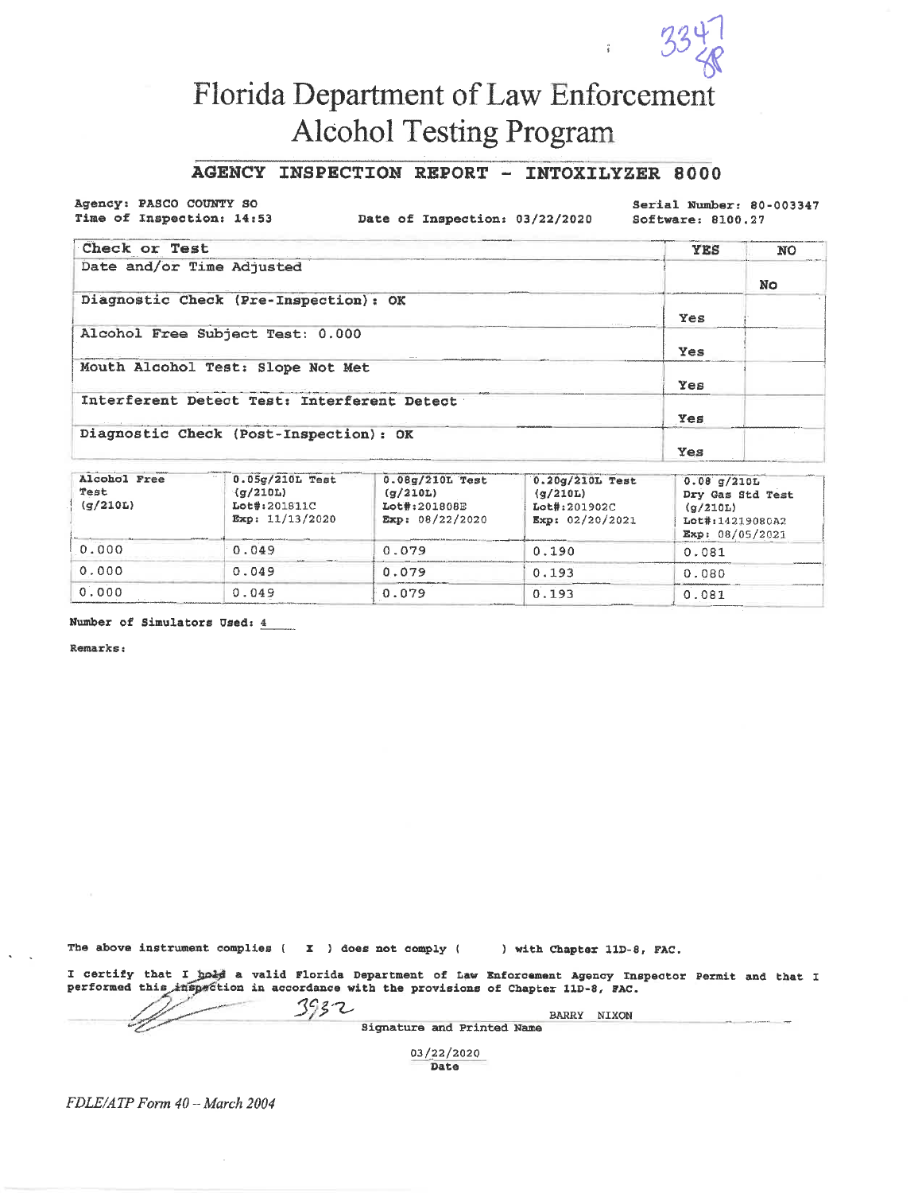3347
88

# Florida Department of Law Enforcement
# Alcohol Testing Program

## AGENCY INSPECTION REPORT - INTOXILYZER 8000

Agency: PASCO COUNTY SO
Time of Inspection: 14:53 Date of Inspection: 03/22/2020
Serial Number: 80-003347
Software: 8100.27

| Check or Test | YES | NO |
|---|---|---|
| Date and/or Time Adjusted | | No |
| Diagnostic Check (Pre-Inspection): OK | Yes | |
| Alcohol Free Subject Test: 0.000 | Yes | |
| Mouth Alcohol Test: Slope Not Met | Yes | |
| Interferent Detect Test: Interferent Detect | Yes | |
| Diagnostic Check (Post-Inspection): OK | Yes | |

| Alcohol Free Test (g/210L) | 0.05g/210L Test (g/210L) Lot#:201811C Exp: 11/13/2020 | 0.08g/210L Test (g/210L) Lot#:201808E Exp: 08/22/2020 | 0.20g/210L Test (g/210L) Lot#:201902C Exp: 02/20/2021 | 0.08 g/210L Dry Gas Std Test (g/210L) Lot#:14219080A2 Exp: 08/05/2021 |
|---|---|---|---|---|
| 0.000 | 0.049 | 0.079 | 0.190 | 0.081 |
| 0.000 | 0.049 | 0.079 | 0.193 | 0.080 |
| 0.000 | 0.049 | 0.079 | 0.193 | 0.081 |

Number of Simulators Used: 4

Remarks:

The above instrument complies ( X ) does not comply ( ) with Chapter 11D-8, FAC.

I certify that I hold a valid Florida Department of Law Enforcement Agency Inspector Permit and that I performed this inspection in accordance with the provisions of Chapter 11D-8, FAC.

3932 BARRY NIXON

Signature and Printed Name

03/22/2020

Date

*FDLE/ATP Form 40 – March 2004*